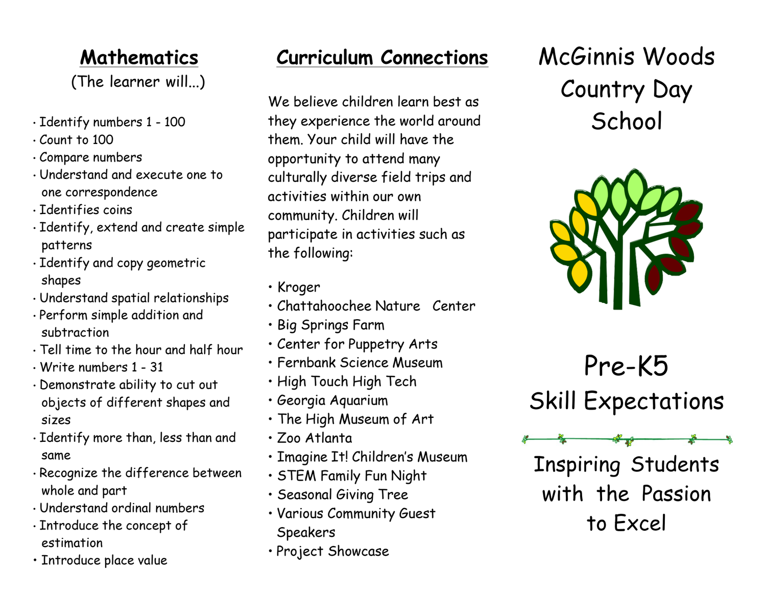## Mathematics

(The learner will...)

- Identify numbers 1 - 100
- Count to 100
- Compare numbers
- Understand and execute one to one correspondence
- Identifies coins
- Identify, extend and create simple patterns
- Identify and copy geometric shapes
- Understand spatial relationships
- Perform simple addition and subtraction
- Tell time to the hour and half hour
- Write numbers 1 - 31
- Demonstrate ability to cut out objects of different shapes and sizes
- Identify more than, less than and same
- Recognize the difference between whole and part
- Understand ordinal numbers
- Introduce the concept of estimation
- Introduce place value

## Curriculum Connections

We believe children learn best as they experience the world around them. Your child will have the opportunity to attend many culturally diverse field trips and activities within our own community. Children will participate in activities such as the following:

- Kroger
- Chattahoochee Nature Center
- Big Springs Farm
- Center for Puppetry Arts
- Fernbank Science Museum
- High Touch High Tech
- Georgia Aquarium
- The High Museum of Art
- Zoo Atlanta
- Imagine It! Children's Museum
- STEM Family Fun Night
- Seasonal Giving Tree
- Various Community Guest Speakers
- Project Showcase

# McGinnis Woods Country Day School

# Pre-K5 Skill Expectations

Inspiring Students with the Passion to Excel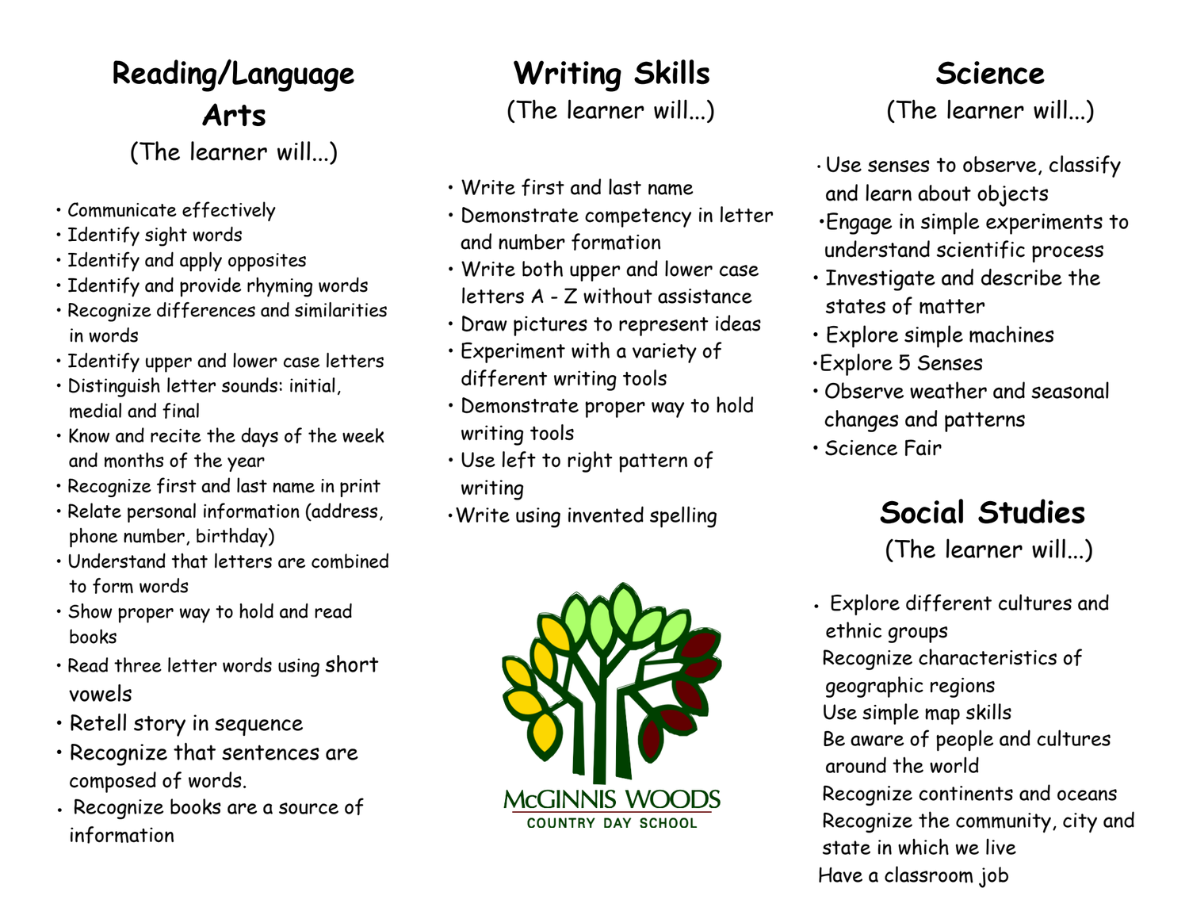## Reading/Language Arts

(The learner will...)

- Communicate effectively
- Identify sight words
- Identify and apply opposites
- Identify and provide rhyming words
- Recognize differences and similarities in words
- Identify upper and lower case letters
- Distinguish letter sounds: initial, medial and final
- Know and recite the days of the week and months of the year
- Recognize first and last name in print
- Relate personal information (address, phone number, birthday)
- Understand that letters are combined to form words
- Show proper way to hold and read books
- Read three letter words using short vowels
- Retell story in sequence
- Recognize that sentences are composed of words.
- Recognize books are a source of information

## Writing Skills

(The learner will...)

- Write first and last name
- Demonstrate competency in letter and number formation
- Write both upper and lower case letters A - Z without assistance
- Draw pictures to represent ideas
- Experiment with a variety of different writing tools
- Demonstrate proper way to hold writing tools
- Use left to right pattern of writing
- Write using invented spelling

McGINNIS WOODS
COUNTRY DAY SCHOOL

## Science

(The learner will...)

- Use senses to observe, classify and learn about objects
- Engage in simple experiments to understand scientific process
- Investigate and describe the states of matter
- Explore simple machines
- Explore 5 Senses
- Observe weather and seasonal changes and patterns
- Science Fair

## Social Studies

(The learner will...)

- Explore different cultures and ethnic groups
- Recognize characteristics of geographic regions
- Use simple map skills
- Be aware of people and cultures around the world
- Recognize continents and oceans
- Recognize the community, city and state in which we live
- Have a classroom job